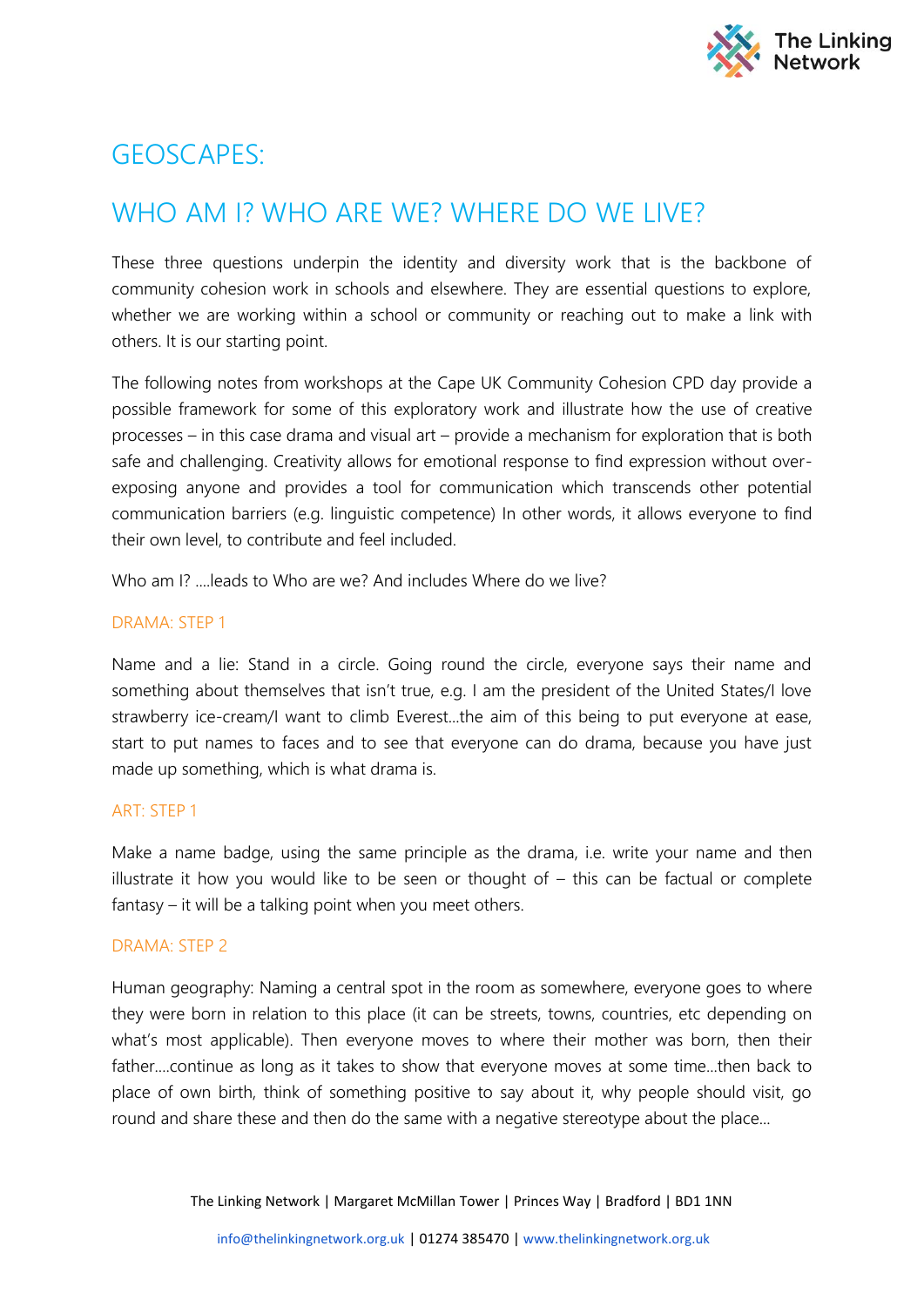# GEOSCAPES:

## WHO AM I? WHO ARE WE? WHERE DO WE LIVE?

These three questions underpin the identity and diversity work that is the backbone of community cohesion work in schools and elsewhere. They are essential questions to explore, whether we are working within a school or community or reaching out to make a link with others. It is our starting point.

The following notes from workshops at the Cape UK Community Cohesion CPD day provide a possible framework for some of this exploratory work and illustrate how the use of creative processes – in this case drama and visual art – provide a mechanism for exploration that is both safe and challenging. Creativity allows for emotional response to find expression without over-exposing anyone and provides a tool for communication which transcends other potential communication barriers (e.g. linguistic competence) In other words, it allows everyone to find their own level, to contribute and feel included.

Who am I? ….leads to Who are we? And includes Where do we live?

### DRAMA: STEP 1

Name and a lie: Stand in a circle. Going round the circle, everyone says their name and something about themselves that isn't true, e.g. I am the president of the United States/I love strawberry ice-cream/I want to climb Everest…the aim of this being to put everyone at ease, start to put names to faces and to see that everyone can do drama, because you have just made up something, which is what drama is.

### ART: STEP 1

Make a name badge, using the same principle as the drama, i.e. write your name and then illustrate it how you would like to be seen or thought of – this can be factual or complete fantasy – it will be a talking point when you meet others.

### DRAMA: STEP 2

Human geography: Naming a central spot in the room as somewhere, everyone goes to where they were born in relation to this place (it can be streets, towns, countries, etc depending on what's most applicable). Then everyone moves to where their mother was born, then their father….continue as long as it takes to show that everyone moves at some time…then back to place of own birth, think of something positive to say about it, why people should visit, go round and share these and then do the same with a negative stereotype about the place…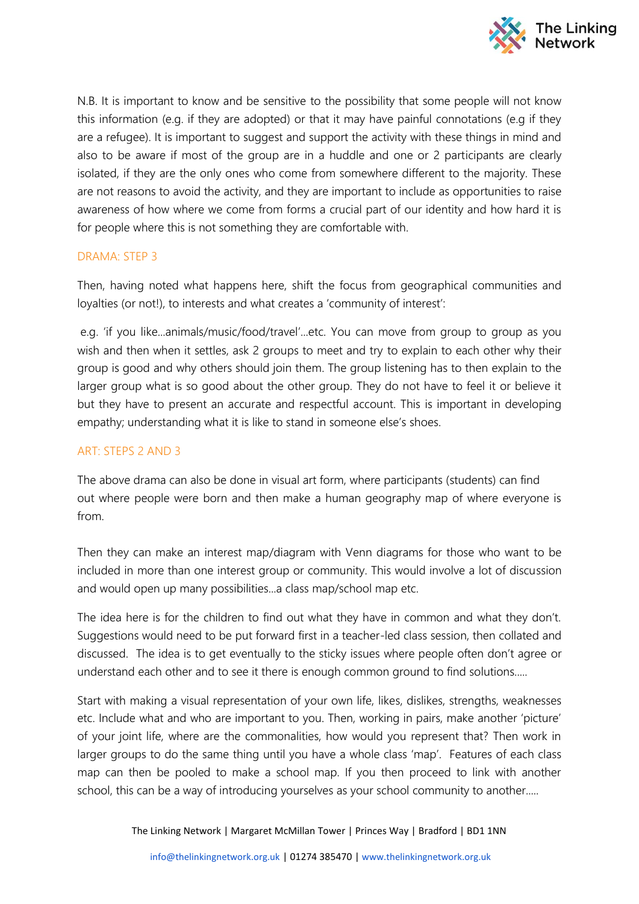N.B. It is important to know and be sensitive to the possibility that some people will not know this information (e.g. if they are adopted) or that it may have painful connotations (e.g if they are a refugee). It is important to suggest and support the activity with these things in mind and also to be aware if most of the group are in a huddle and one or 2 participants are clearly isolated, if they are the only ones who come from somewhere different to the majority. These are not reasons to avoid the activity, and they are important to include as opportunities to raise awareness of how where we come from forms a crucial part of our identity and how hard it is for people where this is not something they are comfortable with.

## DRAMA: STEP 3

Then, having noted what happens here, shift the focus from geographical communities and loyalties (or not!), to interests and what creates a 'community of interest':

e.g. 'if you like...animals/music/food/travel'...etc. You can move from group to group as you wish and then when it settles, ask 2 groups to meet and try to explain to each other why their group is good and why others should join them. The group listening has to then explain to the larger group what is so good about the other group. They do not have to feel it or believe it but they have to present an accurate and respectful account. This is important in developing empathy; understanding what it is like to stand in someone else's shoes.

## ART: STEPS 2 AND 3

The above drama can also be done in visual art form, where participants (students) can find out where people were born and then make a human geography map of where everyone is from.

Then they can make an interest map/diagram with Venn diagrams for those who want to be included in more than one interest group or community. This would involve a lot of discussion and would open up many possibilities...a class map/school map etc.

The idea here is for the children to find out what they have in common and what they don't. Suggestions would need to be put forward first in a teacher-led class session, then collated and discussed. The idea is to get eventually to the sticky issues where people often don't agree or understand each other and to see it there is enough common ground to find solutions.....

Start with making a visual representation of your own life, likes, dislikes, strengths, weaknesses etc. Include what and who are important to you. Then, working in pairs, make another 'picture' of your joint life, where are the commonalities, how would you represent that? Then work in larger groups to do the same thing until you have a whole class 'map'. Features of each class map can then be pooled to make a school map. If you then proceed to link with another school, this can be a way of introducing yourselves as your school community to another.....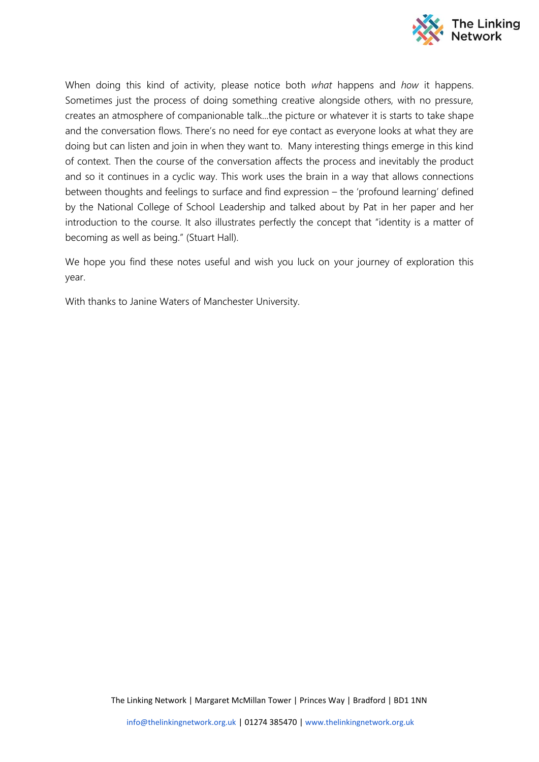When doing this kind of activity, please notice both *what* happens and *how* it happens. Sometimes just the process of doing something creative alongside others, with no pressure, creates an atmosphere of companionable talk…the picture or whatever it is starts to take shape and the conversation flows. There's no need for eye contact as everyone looks at what they are doing but can listen and join in when they want to. Many interesting things emerge in this kind of context. Then the course of the conversation affects the process and inevitably the product and so it continues in a cyclic way. This work uses the brain in a way that allows connections between thoughts and feelings to surface and find expression – the 'profound learning' defined by the National College of School Leadership and talked about by Pat in her paper and her introduction to the course. It also illustrates perfectly the concept that "identity is a matter of becoming as well as being." (Stuart Hall).

We hope you find these notes useful and wish you luck on your journey of exploration this year.

With thanks to Janine Waters of Manchester University.